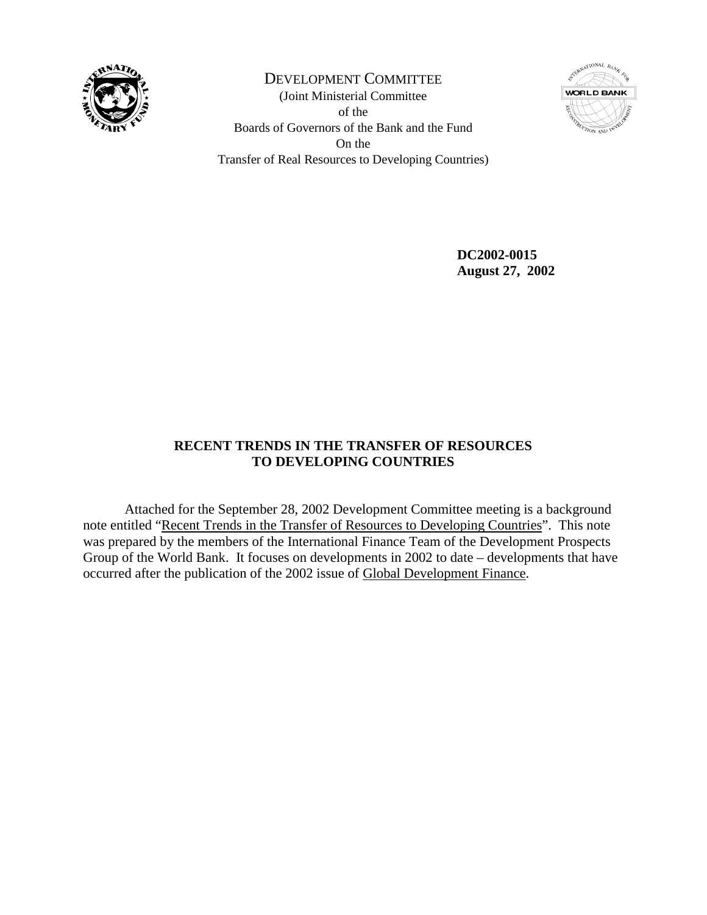DEVELOPMENT COMMITTEE

(Joint Ministerial Committee
of the
Boards of Governors of the Bank and the Fund
On the
Transfer of Real Resources to Developing Countries)

**DC2002-0015**
**August 27, 2002**

## RECENT TRENDS IN THE TRANSFER OF RESOURCES TO DEVELOPING COUNTRIES

Attached for the September 28, 2002 Development Committee meeting is a background note entitled "Recent Trends in the Transfer of Resources to Developing Countries". This note was prepared by the members of the International Finance Team of the Development Prospects Group of the World Bank. It focuses on developments in 2002 to date – developments that have occurred after the publication of the 2002 issue of Global Development Finance.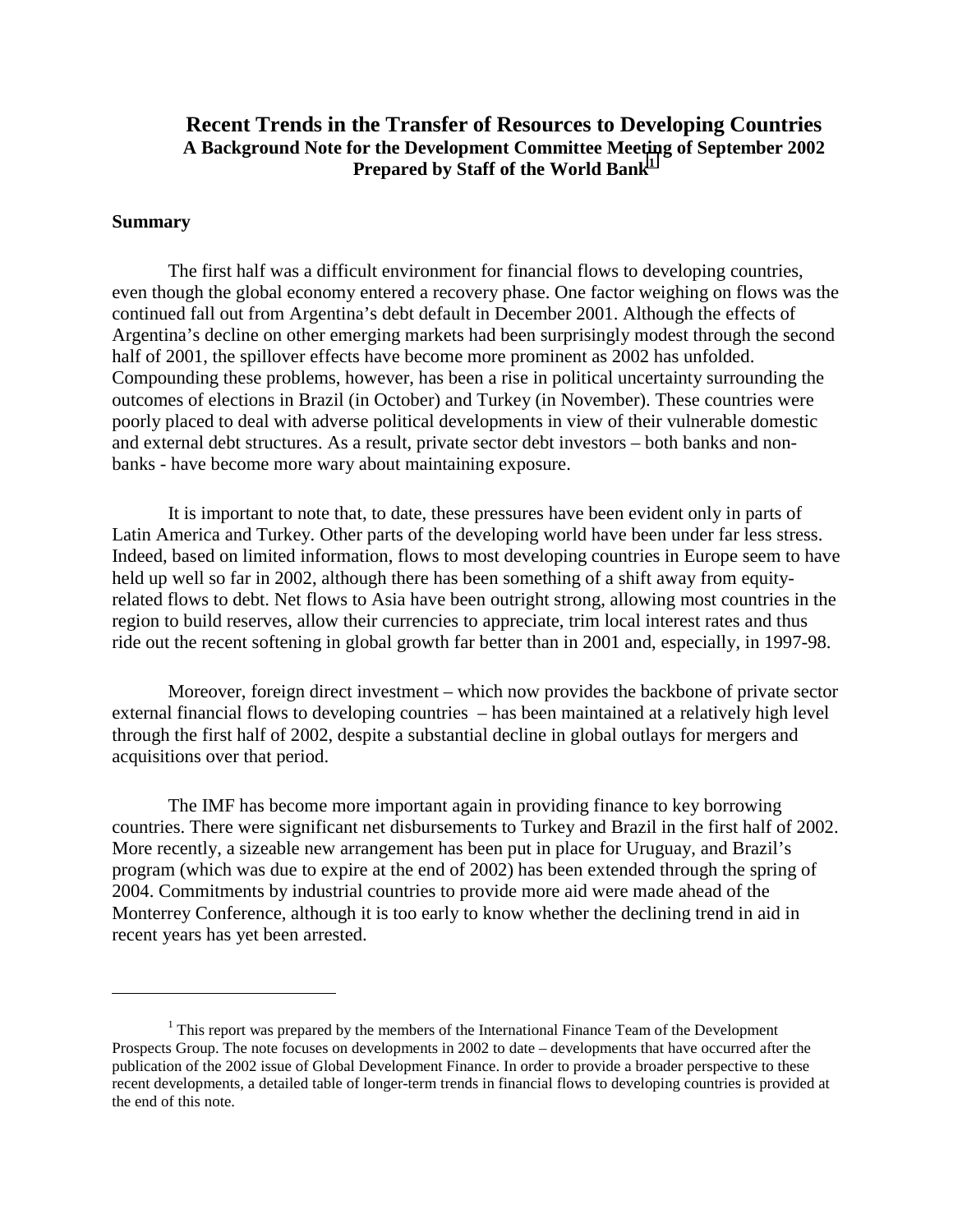# Recent Trends in the Transfer of Resources to Developing Countries

**A Background Note for the Development Committee Meeting of September 2002**
**Prepared by Staff of the World Bank**[1]

## Summary

The first half was a difficult environment for financial flows to developing countries, even though the global economy entered a recovery phase. One factor weighing on flows was the continued fall out from Argentina's debt default in December 2001. Although the effects of Argentina's decline on other emerging markets had been surprisingly modest through the second half of 2001, the spillover effects have become more prominent as 2002 has unfolded. Compounding these problems, however, has been a rise in political uncertainty surrounding the outcomes of elections in Brazil (in October) and Turkey (in November). These countries were poorly placed to deal with adverse political developments in view of their vulnerable domestic and external debt structures. As a result, private sector debt investors – both banks and non-banks - have become more wary about maintaining exposure.

It is important to note that, to date, these pressures have been evident only in parts of Latin America and Turkey. Other parts of the developing world have been under far less stress. Indeed, based on limited information, flows to most developing countries in Europe seem to have held up well so far in 2002, although there has been something of a shift away from equity-related flows to debt. Net flows to Asia have been outright strong, allowing most countries in the region to build reserves, allow their currencies to appreciate, trim local interest rates and thus ride out the recent softening in global growth far better than in 2001 and, especially, in 1997-98.

Moreover, foreign direct investment – which now provides the backbone of private sector external financial flows to developing countries – has been maintained at a relatively high level through the first half of 2002, despite a substantial decline in global outlays for mergers and acquisitions over that period.

The IMF has become more important again in providing finance to key borrowing countries. There were significant net disbursements to Turkey and Brazil in the first half of 2002. More recently, a sizeable new arrangement has been put in place for Uruguay, and Brazil's program (which was due to expire at the end of 2002) has been extended through the spring of 2004. Commitments by industrial countries to provide more aid were made ahead of the Monterrey Conference, although it is too early to know whether the declining trend in aid in recent years has yet been arrested.

---

[1] This report was prepared by the members of the International Finance Team of the Development Prospects Group. The note focuses on developments in 2002 to date – developments that have occurred after the publication of the 2002 issue of Global Development Finance. In order to provide a broader perspective to these recent developments, a detailed table of longer-term trends in financial flows to developing countries is provided at the end of this note.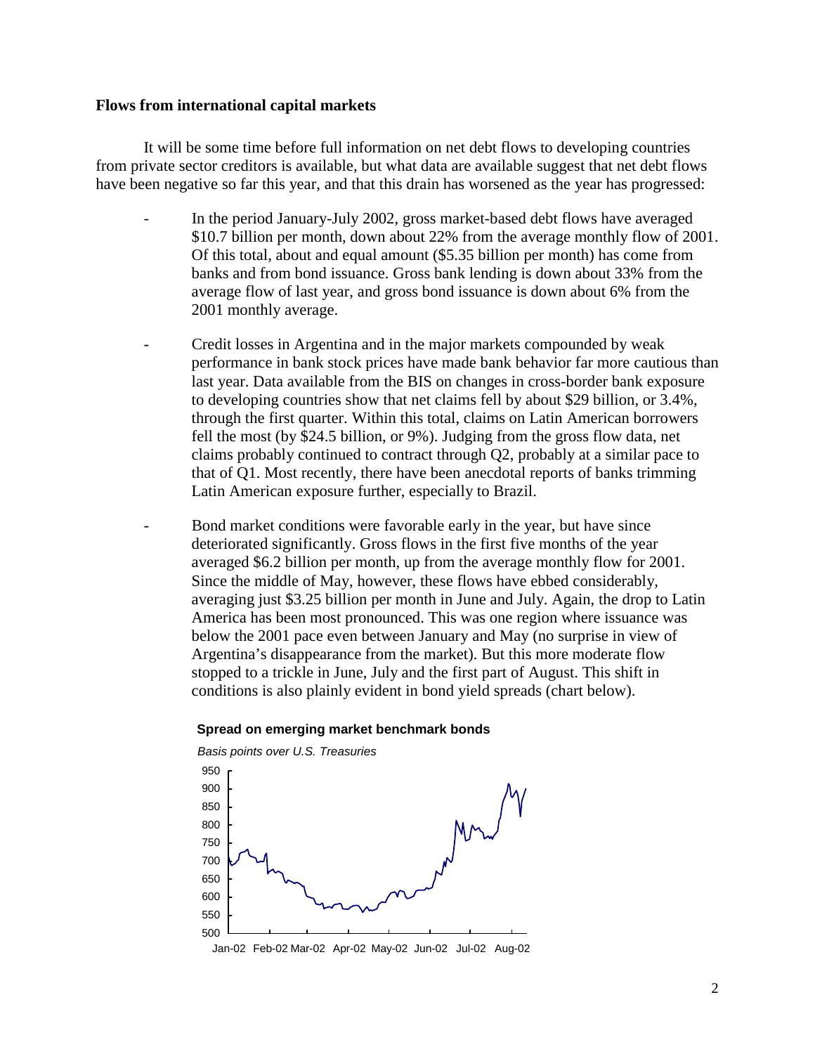**Flows from international capital markets**

It will be some time before full information on net debt flows to developing countries from private sector creditors is available, but what data are available suggest that net debt flows have been negative so far this year, and that this drain has worsened as the year has progressed:

- In the period January-July 2002, gross market-based debt flows have averaged \$10.7 billion per month, down about 22% from the average monthly flow of 2001. Of this total, about and equal amount (\$5.35 billion per month) has come from banks and from bond issuance. Gross bank lending is down about 33% from the average flow of last year, and gross bond issuance is down about 6% from the 2001 monthly average.

- Credit losses in Argentina and in the major markets compounded by weak performance in bank stock prices have made bank behavior far more cautious than last year. Data available from the BIS on changes in cross-border bank exposure to developing countries show that net claims fell by about \$29 billion, or 3.4%, through the first quarter. Within this total, claims on Latin American borrowers fell the most (by \$24.5 billion, or 9%). Judging from the gross flow data, net claims probably continued to contract through Q2, probably at a similar pace to that of Q1. Most recently, there have been anecdotal reports of banks trimming Latin American exposure further, especially to Brazil.

- Bond market conditions were favorable early in the year, but have since deteriorated significantly. Gross flows in the first five months of the year averaged \$6.2 billion per month, up from the average monthly flow for 2001. Since the middle of May, however, these flows have ebbed considerably, averaging just \$3.25 billion per month in June and July. Again, the drop to Latin America has been most pronounced. This was one region where issuance was below the 2001 pace even between January and May (no surprise in view of Argentina's disappearance from the market). But this more moderate flow stopped to a trickle in June, July and the first part of August. This shift in conditions is also plainly evident in bond yield spreads (chart below).

**Spread on emerging market benchmark bonds**

*Basis points over U.S. Treasuries*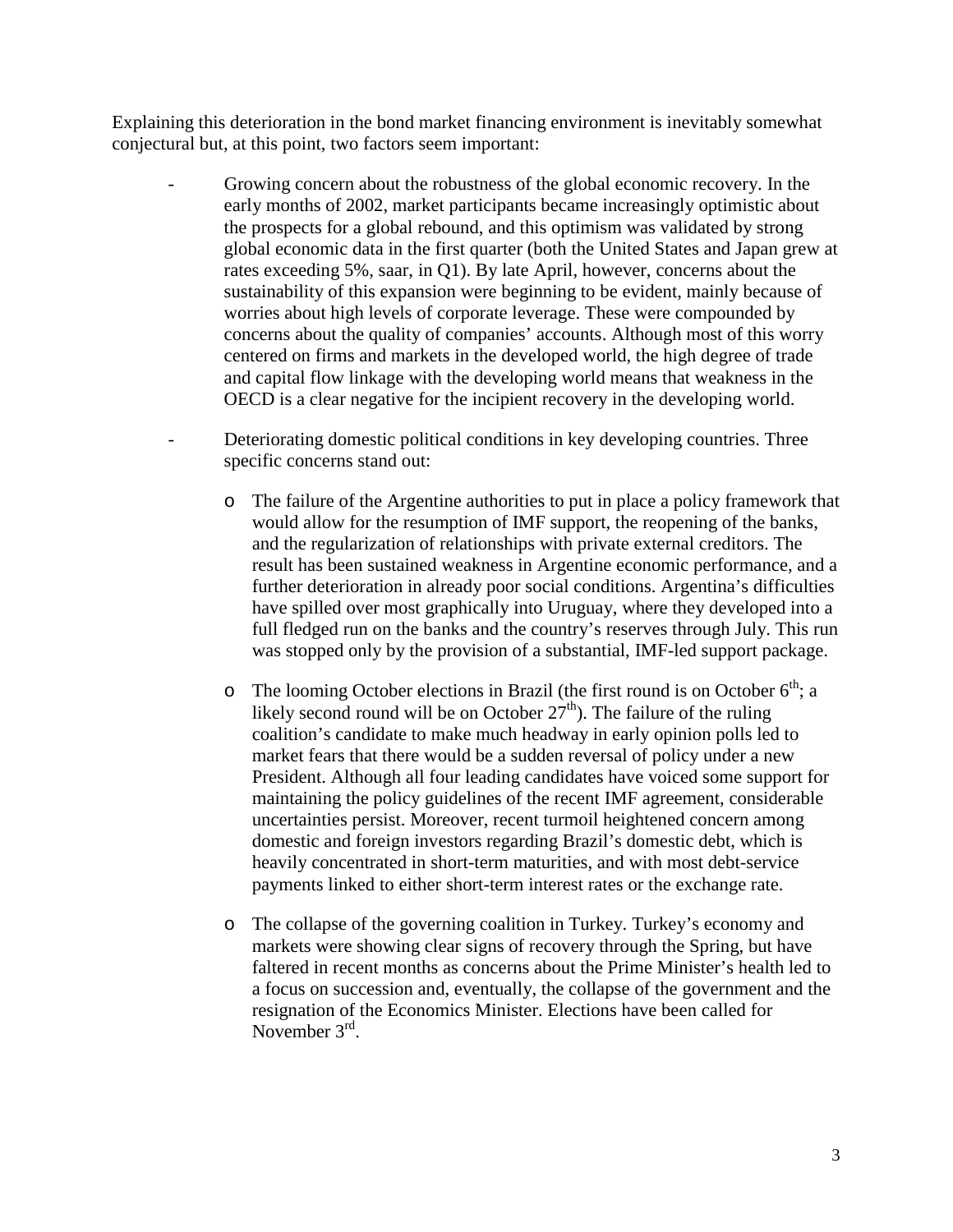Explaining this deterioration in the bond market financing environment is inevitably somewhat conjectural but, at this point, two factors seem important:

- Growing concern about the robustness of the global economic recovery. In the early months of 2002, market participants became increasingly optimistic about the prospects for a global rebound, and this optimism was validated by strong global economic data in the first quarter (both the United States and Japan grew at rates exceeding 5%, saar, in Q1). By late April, however, concerns about the sustainability of this expansion were beginning to be evident, mainly because of worries about high levels of corporate leverage. These were compounded by concerns about the quality of companies' accounts. Although most of this worry centered on firms and markets in the developed world, the high degree of trade and capital flow linkage with the developing world means that weakness in the OECD is a clear negative for the incipient recovery in the developing world.

- Deteriorating domestic political conditions in key developing countries. Three specific concerns stand out:

  - The failure of the Argentine authorities to put in place a policy framework that would allow for the resumption of IMF support, the reopening of the banks, and the regularization of relationships with private external creditors. The result has been sustained weakness in Argentine economic performance, and a further deterioration in already poor social conditions. Argentina's difficulties have spilled over most graphically into Uruguay, where they developed into a full fledged run on the banks and the country's reserves through July. This run was stopped only by the provision of a substantial, IMF-led support package.

  - The looming October elections in Brazil (the first round is on October 6th; a likely second round will be on October 27th). The failure of the ruling coalition's candidate to make much headway in early opinion polls led to market fears that there would be a sudden reversal of policy under a new President. Although all four leading candidates have voiced some support for maintaining the policy guidelines of the recent IMF agreement, considerable uncertainties persist. Moreover, recent turmoil heightened concern among domestic and foreign investors regarding Brazil's domestic debt, which is heavily concentrated in short-term maturities, and with most debt-service payments linked to either short-term interest rates or the exchange rate.

  - The collapse of the governing coalition in Turkey. Turkey's economy and markets were showing clear signs of recovery through the Spring, but have faltered in recent months as concerns about the Prime Minister's health led to a focus on succession and, eventually, the collapse of the government and the resignation of the Economics Minister. Elections have been called for November 3rd.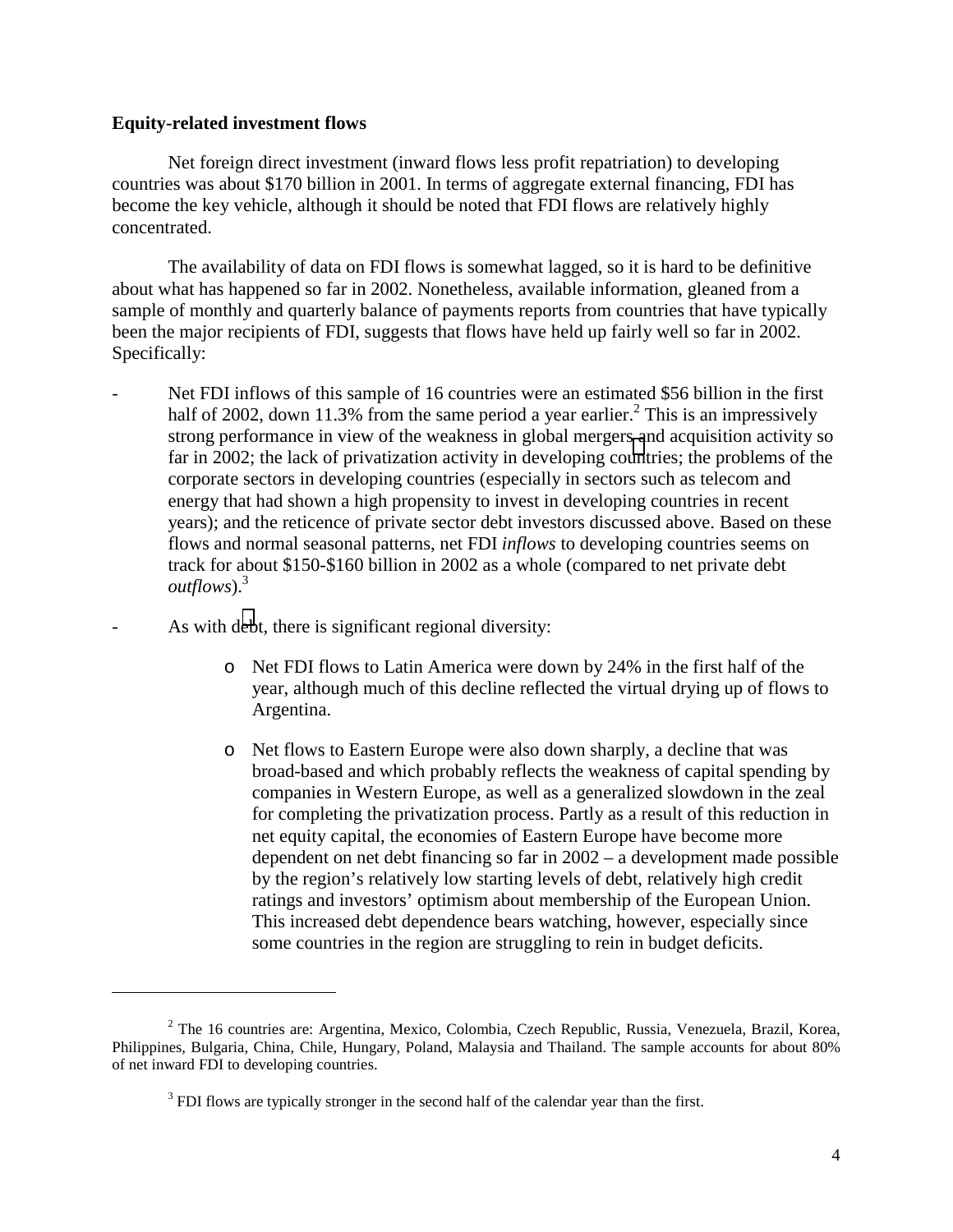**Equity-related investment flows**

Net foreign direct investment (inward flows less profit repatriation) to developing countries was about $170 billion in 2001. In terms of aggregate external financing, FDI has become the key vehicle, although it should be noted that FDI flows are relatively highly concentrated.

The availability of data on FDI flows is somewhat lagged, so it is hard to be definitive about what has happened so far in 2002. Nonetheless, available information, gleaned from a sample of monthly and quarterly balance of payments reports from countries that have typically been the major recipients of FDI, suggests that flows have held up fairly well so far in 2002. Specifically:

- Net FDI inflows of this sample of 16 countries were an estimated $56 billion in the first half of 2002, down 11.3% from the same period a year earlier.[2] This is an impressively strong performance in view of the weakness in global mergers and acquisition activity so far in 2002; the lack of privatization activity in developing countries; the problems of the corporate sectors in developing countries (especially in sectors such as telecom and energy that had shown a high propensity to invest in developing countries in recent years); and the reticence of private sector debt investors discussed above. Based on these flows and normal seasonal patterns, net FDI *inflows* to developing countries seems on track for about $150-$160 billion in 2002 as a whole (compared to net private debt *outflows*).[3]
- As with debt, there is significant regional diversity:
  - Net FDI flows to Latin America were down by 24% in the first half of the year, although much of this decline reflected the virtual drying up of flows to Argentina.
  - Net flows to Eastern Europe were also down sharply, a decline that was broad-based and which probably reflects the weakness of capital spending by companies in Western Europe, as well as a generalized slowdown in the zeal for completing the privatization process. Partly as a result of this reduction in net equity capital, the economies of Eastern Europe have become more dependent on net debt financing so far in 2002 – a development made possible by the region's relatively low starting levels of debt, relatively high credit ratings and investors' optimism about membership of the European Union. This increased debt dependence bears watching, however, especially since some countries in the region are struggling to rein in budget deficits.

---

[2] The 16 countries are: Argentina, Mexico, Colombia, Czech Republic, Russia, Venezuela, Brazil, Korea, Philippines, Bulgaria, China, Chile, Hungary, Poland, Malaysia and Thailand. The sample accounts for about 80% of net inward FDI to developing countries.

[3] FDI flows are typically stronger in the second half of the calendar year than the first.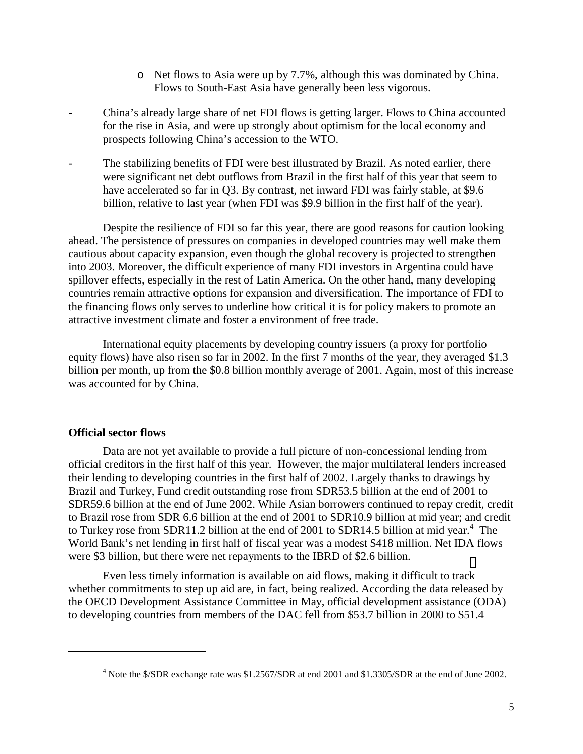- Net flows to Asia were up by 7.7%, although this was dominated by China. Flows to South-East Asia have generally been less vigorous.

- China's already large share of net FDI flows is getting larger. Flows to China accounted for the rise in Asia, and were up strongly about optimism for the local economy and prospects following China's accession to the WTO.

- The stabilizing benefits of FDI were best illustrated by Brazil. As noted earlier, there were significant net debt outflows from Brazil in the first half of this year that seem to have accelerated so far in Q3. By contrast, net inward FDI was fairly stable, at $9.6 billion, relative to last year (when FDI was $9.9 billion in the first half of the year).

Despite the resilience of FDI so far this year, there are good reasons for caution looking ahead. The persistence of pressures on companies in developed countries may well make them cautious about capacity expansion, even though the global recovery is projected to strengthen into 2003. Moreover, the difficult experience of many FDI investors in Argentina could have spillover effects, especially in the rest of Latin America. On the other hand, many developing countries remain attractive options for expansion and diversification. The importance of FDI to the financing flows only serves to underline how critical it is for policy makers to promote an attractive investment climate and foster a environment of free trade.

International equity placements by developing country issuers (a proxy for portfolio equity flows) have also risen so far in 2002. In the first 7 months of the year, they averaged $1.3 billion per month, up from the $0.8 billion monthly average of 2001. Again, most of this increase was accounted for by China.

**Official sector flows**

Data are not yet available to provide a full picture of non-concessional lending from official creditors in the first half of this year. However, the major multilateral lenders increased their lending to developing countries in the first half of 2002. Largely thanks to drawings by Brazil and Turkey, Fund credit outstanding rose from SDR53.5 billion at the end of 2001 to SDR59.6 billion at the end of June 2002. While Asian borrowers continued to repay credit, credit to Brazil rose from SDR 6.6 billion at the end of 2001 to SDR10.9 billion at mid year; and credit to Turkey rose from SDR11.2 billion at the end of 2001 to SDR14.5 billion at mid year.[4] The World Bank's net lending in first half of fiscal year was a modest $418 million. Net IDA flows were $3 billion, but there were net repayments to the IBRD of $2.6 billion.

Even less timely information is available on aid flows, making it difficult to track whether commitments to step up aid are, in fact, being realized. According the data released by the OECD Development Assistance Committee in May, official development assistance (ODA) to developing countries from members of the DAC fell from $53.7 billion in 2000 to $51.4

[4] Note the $/SDR exchange rate was $1.2567/SDR at end 2001 and $1.3305/SDR at the end of June 2002.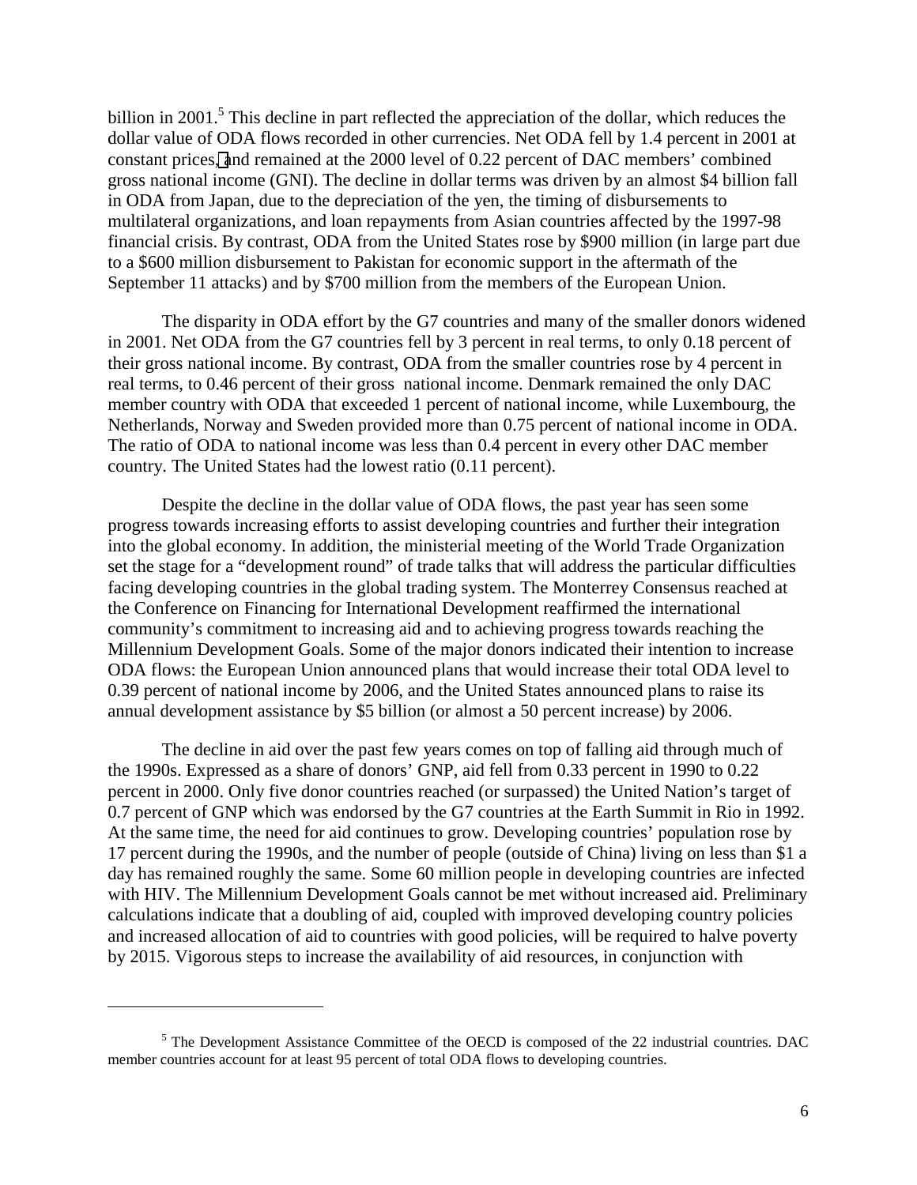billion in 2001.[5] This decline in part reflected the appreciation of the dollar, which reduces the dollar value of ODA flows recorded in other currencies. Net ODA fell by 1.4 percent in 2001 at constant prices, and remained at the 2000 level of 0.22 percent of DAC members' combined gross national income (GNI). The decline in dollar terms was driven by an almost $4 billion fall in ODA from Japan, due to the depreciation of the yen, the timing of disbursements to multilateral organizations, and loan repayments from Asian countries affected by the 1997-98 financial crisis. By contrast, ODA from the United States rose by $900 million (in large part due to a $600 million disbursement to Pakistan for economic support in the aftermath of the September 11 attacks) and by $700 million from the members of the European Union.

The disparity in ODA effort by the G7 countries and many of the smaller donors widened in 2001. Net ODA from the G7 countries fell by 3 percent in real terms, to only 0.18 percent of their gross national income. By contrast, ODA from the smaller countries rose by 4 percent in real terms, to 0.46 percent of their gross national income. Denmark remained the only DAC member country with ODA that exceeded 1 percent of national income, while Luxembourg, the Netherlands, Norway and Sweden provided more than 0.75 percent of national income in ODA. The ratio of ODA to national income was less than 0.4 percent in every other DAC member country. The United States had the lowest ratio (0.11 percent).

Despite the decline in the dollar value of ODA flows, the past year has seen some progress towards increasing efforts to assist developing countries and further their integration into the global economy. In addition, the ministerial meeting of the World Trade Organization set the stage for a "development round" of trade talks that will address the particular difficulties facing developing countries in the global trading system. The Monterrey Consensus reached at the Conference on Financing for International Development reaffirmed the international community's commitment to increasing aid and to achieving progress towards reaching the Millennium Development Goals. Some of the major donors indicated their intention to increase ODA flows: the European Union announced plans that would increase their total ODA level to 0.39 percent of national income by 2006, and the United States announced plans to raise its annual development assistance by $5 billion (or almost a 50 percent increase) by 2006.

The decline in aid over the past few years comes on top of falling aid through much of the 1990s. Expressed as a share of donors' GNP, aid fell from 0.33 percent in 1990 to 0.22 percent in 2000. Only five donor countries reached (or surpassed) the United Nation's target of 0.7 percent of GNP which was endorsed by the G7 countries at the Earth Summit in Rio in 1992. At the same time, the need for aid continues to grow. Developing countries' population rose by 17 percent during the 1990s, and the number of people (outside of China) living on less than $1 a day has remained roughly the same. Some 60 million people in developing countries are infected with HIV. The Millennium Development Goals cannot be met without increased aid. Preliminary calculations indicate that a doubling of aid, coupled with improved developing country policies and increased allocation of aid to countries with good policies, will be required to halve poverty by 2015. Vigorous steps to increase the availability of aid resources, in conjunction with

---

[5] The Development Assistance Committee of the OECD is composed of the 22 industrial countries. DAC member countries account for at least 95 percent of total ODA flows to developing countries.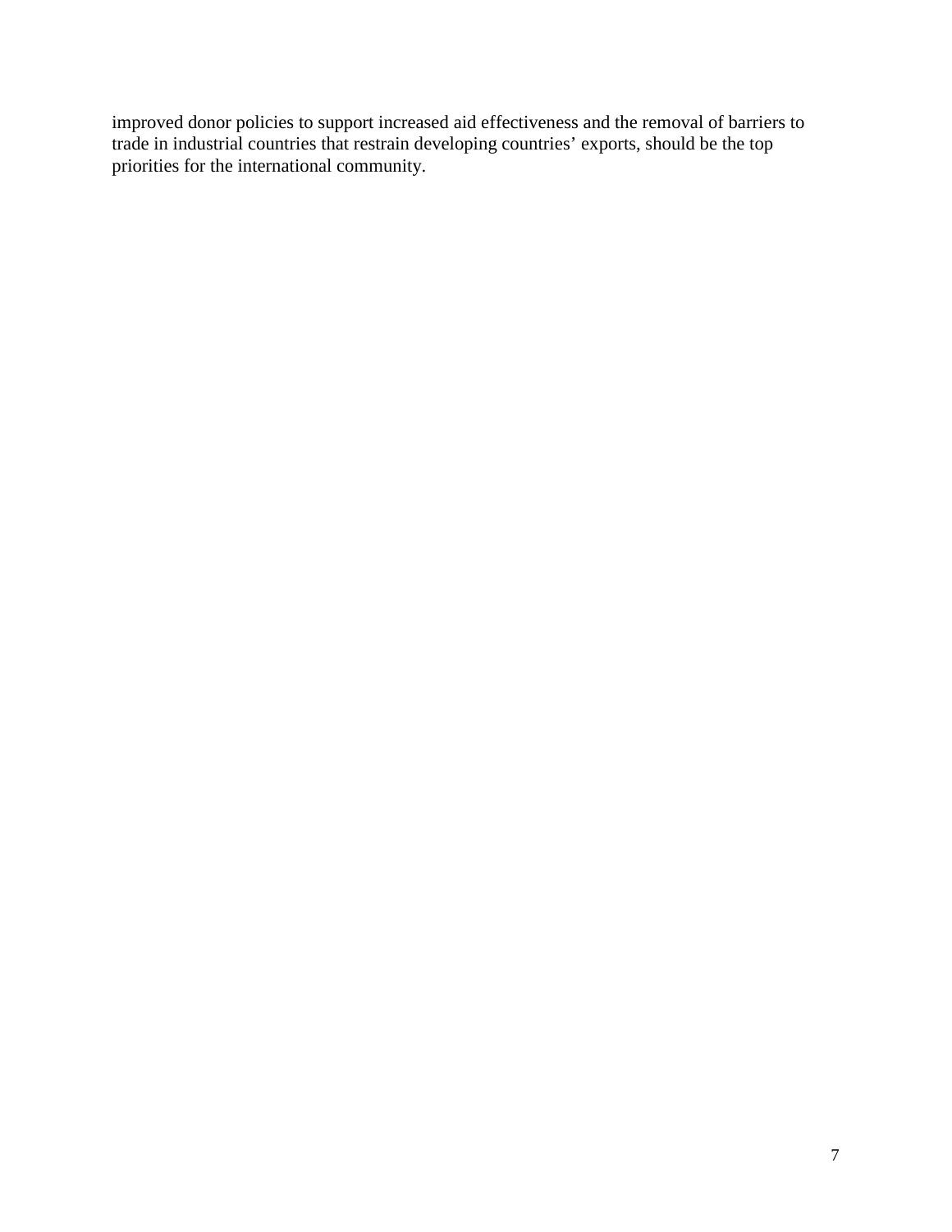improved donor policies to support increased aid effectiveness and the removal of barriers to trade in industrial countries that restrain developing countries' exports, should be the top priorities for the international community.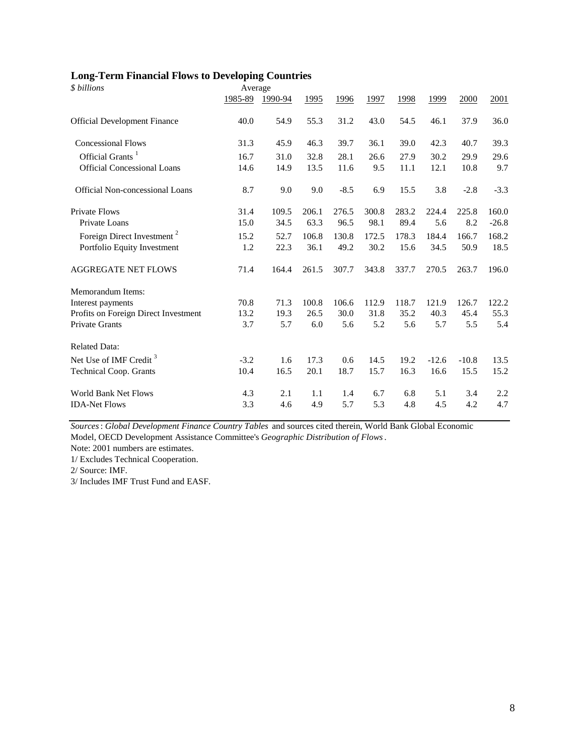## Long-Term Financial Flows to Developing Countries

| *$ billions* | Average 1985-89 | Average 1990-94 | 1995 | 1996 | 1997 | 1998 | 1999 | 2000 | 2001 |
|---|---|---|---|---|---|---|---|---|---|
| Official Development Finance | 40.0 | 54.9 | 55.3 | 31.2 | 43.0 | 54.5 | 46.1 | 37.9 | 36.0 |
| Concessional Flows | 31.3 | 45.9 | 46.3 | 39.7 | 36.1 | 39.0 | 42.3 | 40.7 | 39.3 |
| Official Grants [1] | 16.7 | 31.0 | 32.8 | 28.1 | 26.6 | 27.9 | 30.2 | 29.9 | 29.6 |
| Official Concessional Loans | 14.6 | 14.9 | 13.5 | 11.6 | 9.5 | 11.1 | 12.1 | 10.8 | 9.7 |
| Official Non-concessional Loans | 8.7 | 9.0 | 9.0 | -8.5 | 6.9 | 15.5 | 3.8 | -2.8 | -3.3 |
| Private Flows | 31.4 | 109.5 | 206.1 | 276.5 | 300.8 | 283.2 | 224.4 | 225.8 | 160.0 |
| Private Loans | 15.0 | 34.5 | 63.3 | 96.5 | 98.1 | 89.4 | 5.6 | 8.2 | -26.8 |
| Foreign Direct Investment [2] | 15.2 | 52.7 | 106.8 | 130.8 | 172.5 | 178.3 | 184.4 | 166.7 | 168.2 |
| Portfolio Equity Investment | 1.2 | 22.3 | 36.1 | 49.2 | 30.2 | 15.6 | 34.5 | 50.9 | 18.5 |
| AGGREGATE NET FLOWS | 71.4 | 164.4 | 261.5 | 307.7 | 343.8 | 337.7 | 270.5 | 263.7 | 196.0 |
| Memorandum Items: | | | | | | | | | |
| Interest payments | 70.8 | 71.3 | 100.8 | 106.6 | 112.9 | 118.7 | 121.9 | 126.7 | 122.2 |
| Profits on Foreign Direct Investment | 13.2 | 19.3 | 26.5 | 30.0 | 31.8 | 35.2 | 40.3 | 45.4 | 55.3 |
| Private Grants | 3.7 | 5.7 | 6.0 | 5.6 | 5.2 | 5.6 | 5.7 | 5.5 | 5.4 |
| Related Data: | | | | | | | | | |
| Net Use of IMF Credit [3] | -3.2 | 1.6 | 17.3 | 0.6 | 14.5 | 19.2 | -12.6 | -10.8 | 13.5 |
| Technical Coop. Grants | 10.4 | 16.5 | 20.1 | 18.7 | 15.7 | 16.3 | 16.6 | 15.5 | 15.2 |
| World Bank Net Flows | 4.3 | 2.1 | 1.1 | 1.4 | 6.7 | 6.8 | 5.1 | 3.4 | 2.2 |
| IDA-Net Flows | 3.3 | 4.6 | 4.9 | 5.7 | 5.3 | 4.8 | 4.5 | 4.2 | 4.7 |

*Sources*: *Global Development Finance Country Tables* and sources cited therein, World Bank Global Economic Model, OECD Development Assistance Committee's *Geographic Distribution of Flows*.

Note: 2001 numbers are estimates.

1/ Excludes Technical Cooperation.

2/ Source: IMF.

3/ Includes IMF Trust Fund and EASF.